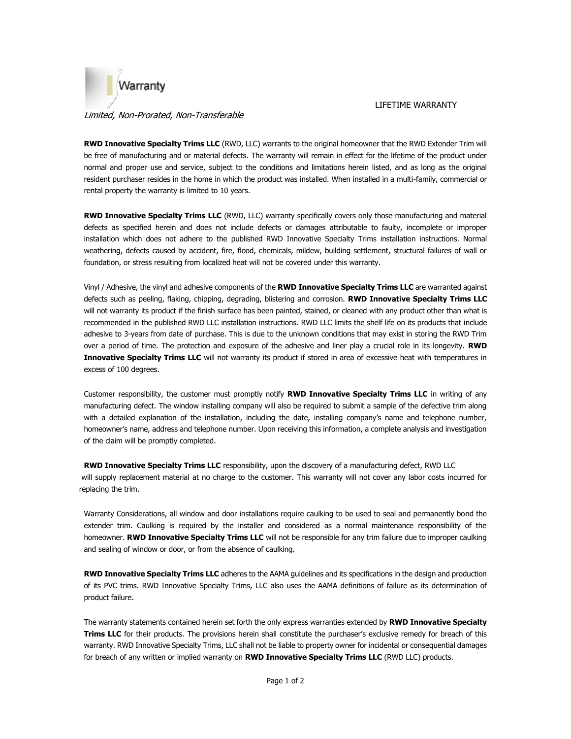# Warranty

*Limited, Non-Prorated, Non-Transferable*

LIFETIME WARRANTY

**RWD Innovative Specialty Trims LLC** (RWD, LLC) warrants to the original homeowner that the RWD Extender Trim will be free of manufacturing and or material defects. The warranty will remain in effect for the lifetime of the product under normal and proper use and service, subject to the conditions and limitations herein listed, and as long as the original resident purchaser resides in the home in which the product was installed. When installed in a multi-family, commercial or rental property the warranty is limited to 10 years.

**RWD Innovative Specialty Trims LLC** (RWD, LLC) warranty specifically covers only those manufacturing and material defects as specified herein and does not include defects or damages attributable to faulty, incomplete or improper installation which does not adhere to the published RWD Innovative Specialty Trims installation instructions. Normal weathering, defects caused by accident, fire, flood, chemicals, mildew, building settlement, structural failures of wall or foundation, or stress resulting from localized heat will not be covered under this warranty.

Vinyl / Adhesive, the vinyl and adhesive components of the **RWD Innovative Specialty Trims LLC** are warranted against defects such as peeling, flaking, chipping, degrading, blistering and corrosion. **RWD Innovative Specialty Trims LLC** will not warranty its product if the finish surface has been painted, stained, or cleaned with any product other than what is recommended in the published RWD LLC installation instructions. RWD LLC limits the shelf life on its products that include adhesive to 3-years from date of purchase. This is due to the unknown conditions that may exist in storing the RWD Trim over a period of time. The protection and exposure of the adhesive and liner play a crucial role in its longevity. **RWD Innovative Specialty Trims LLC** will not warranty its product if stored in area of excessive heat with temperatures in excess of 100 degrees.

Customer responsibility, the customer must promptly notify **RWD Innovative Specialty Trims LLC** in writing of any manufacturing defect. The window installing company will also be required to submit a sample of the defective trim along with a detailed explanation of the installation, including the date, installing company's name and telephone number, homeowner's name, address and telephone number. Upon receiving this information, a complete analysis and investigation of the claim will be promptly completed.

**RWD Innovative Specialty Trims LLC** responsibility, upon the discovery of a manufacturing defect, RWD LLC will supply replacement material at no charge to the customer. This warranty will not cover any labor costs incurred for replacing the trim.

Warranty Considerations, all window and door installations require caulking to be used to seal and permanently bond the extender trim. Caulking is required by the installer and considered as a normal maintenance responsibility of the homeowner. **RWD Innovative Specialty Trims LLC** will not be responsible for any trim failure due to improper caulking and sealing of window or door, or from the absence of caulking.

**RWD Innovative Specialty Trims LLC** adheres to the AAMA guidelines and its specifications in the design and production of its PVC trims. RWD Innovative Specialty Trims, LLC also uses the AAMA definitions of failure as its determination of product failure.

The warranty statements contained herein set forth the only express warranties extended by **RWD Innovative Specialty Trims LLC** for their products. The provisions herein shall constitute the purchaser's exclusive remedy for breach of this warranty. RWD Innovative Specialty Trims, LLC shall not be liable to property owner for incidental or consequential damages for breach of any written or implied warranty on **RWD Innovative Specialty Trims LLC** (RWD LLC) products.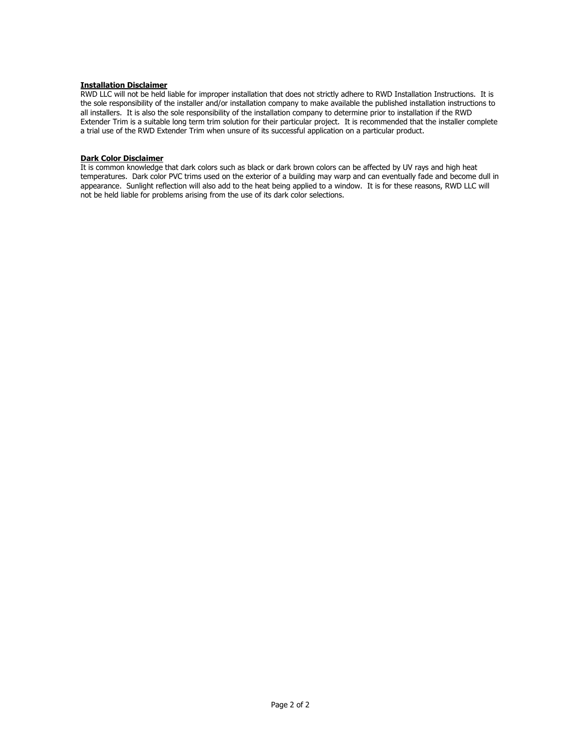**<u>Installation Disclaimer</u>**

RWD LLC will not be held liable for improper installation that does not strictly adhere to RWD Installation Instructions. It is the sole responsibility of the installer and/or installation company to make available the published installation instructions to all installers. It is also the sole responsibility of the installation company to determine prior to installation if the RWD Extender Trim is a suitable long term trim solution for their particular project. It is recommended that the installer complete a trial use of the RWD Extender Trim when unsure of its successful application on a particular product.

**<u>Dark Color Disclaimer</u>**

It is common knowledge that dark colors such as black or dark brown colors can be affected by UV rays and high heat temperatures. Dark color PVC trims used on the exterior of a building may warp and can eventually fade and become dull in appearance. Sunlight reflection will also add to the heat being applied to a window. It is for these reasons, RWD LLC will not be held liable for problems arising from the use of its dark color selections.